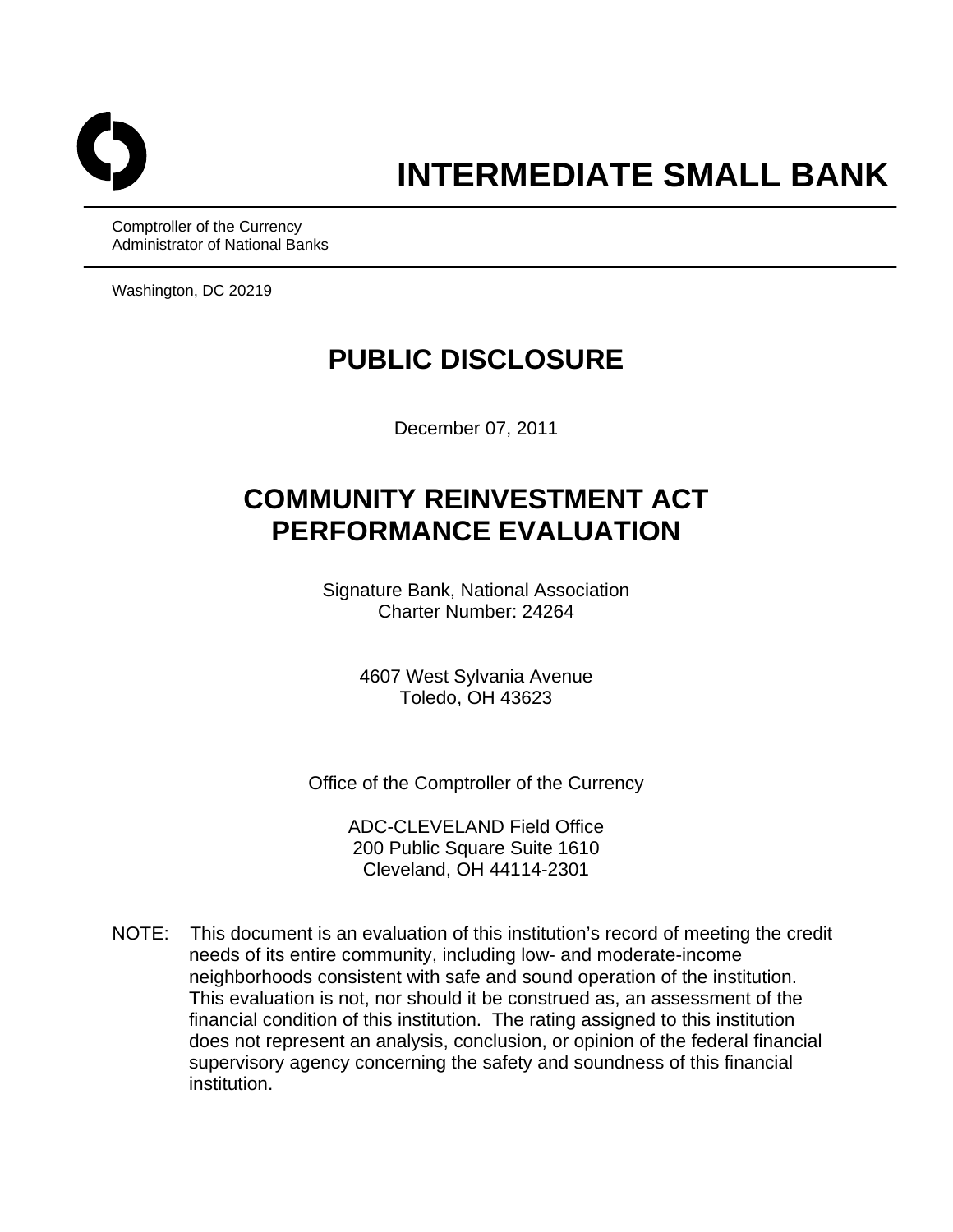# INTERMEDIATE SMALL BANK

Comptroller of the Currency
Administrator of National Banks

Washington, DC 20219

## PUBLIC DISCLOSURE

December 07, 2011

## COMMUNITY REINVESTMENT ACT PERFORMANCE EVALUATION

Signature Bank, National Association
Charter Number: 24264

4607 West Sylvania Avenue
Toledo, OH 43623

Office of the Comptroller of the Currency

ADC-CLEVELAND Field Office
200 Public Square Suite 1610
Cleveland, OH 44114-2301

NOTE: This document is an evaluation of this institution's record of meeting the credit needs of its entire community, including low- and moderate-income neighborhoods consistent with safe and sound operation of the institution. This evaluation is not, nor should it be construed as, an assessment of the financial condition of this institution. The rating assigned to this institution does not represent an analysis, conclusion, or opinion of the federal financial supervisory agency concerning the safety and soundness of this financial institution.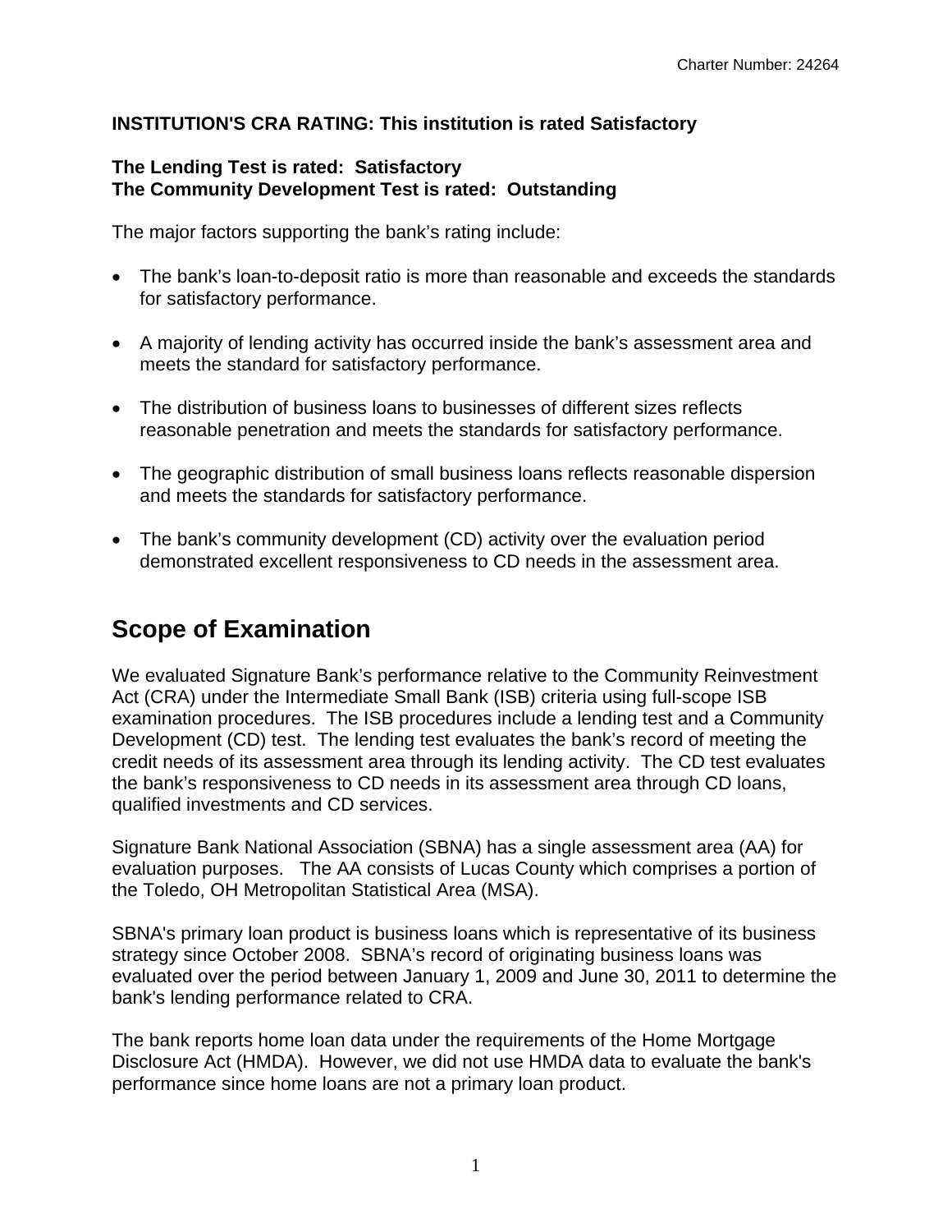**INSTITUTION'S CRA RATING: This institution is rated Satisfactory**

**The Lending Test is rated: Satisfactory**
**The Community Development Test is rated: Outstanding**

The major factors supporting the bank's rating include:

- The bank's loan-to-deposit ratio is more than reasonable and exceeds the standards for satisfactory performance.
- A majority of lending activity has occurred inside the bank's assessment area and meets the standard for satisfactory performance.
- The distribution of business loans to businesses of different sizes reflects reasonable penetration and meets the standards for satisfactory performance.
- The geographic distribution of small business loans reflects reasonable dispersion and meets the standards for satisfactory performance.
- The bank's community development (CD) activity over the evaluation period demonstrated excellent responsiveness to CD needs in the assessment area.

# Scope of Examination

We evaluated Signature Bank's performance relative to the Community Reinvestment Act (CRA) under the Intermediate Small Bank (ISB) criteria using full-scope ISB examination procedures. The ISB procedures include a lending test and a Community Development (CD) test. The lending test evaluates the bank's record of meeting the credit needs of its assessment area through its lending activity. The CD test evaluates the bank's responsiveness to CD needs in its assessment area through CD loans, qualified investments and CD services.

Signature Bank National Association (SBNA) has a single assessment area (AA) for evaluation purposes. The AA consists of Lucas County which comprises a portion of the Toledo, OH Metropolitan Statistical Area (MSA).

SBNA's primary loan product is business loans which is representative of its business strategy since October 2008. SBNA's record of originating business loans was evaluated over the period between January 1, 2009 and June 30, 2011 to determine the bank's lending performance related to CRA.

The bank reports home loan data under the requirements of the Home Mortgage Disclosure Act (HMDA). However, we did not use HMDA data to evaluate the bank's performance since home loans are not a primary loan product.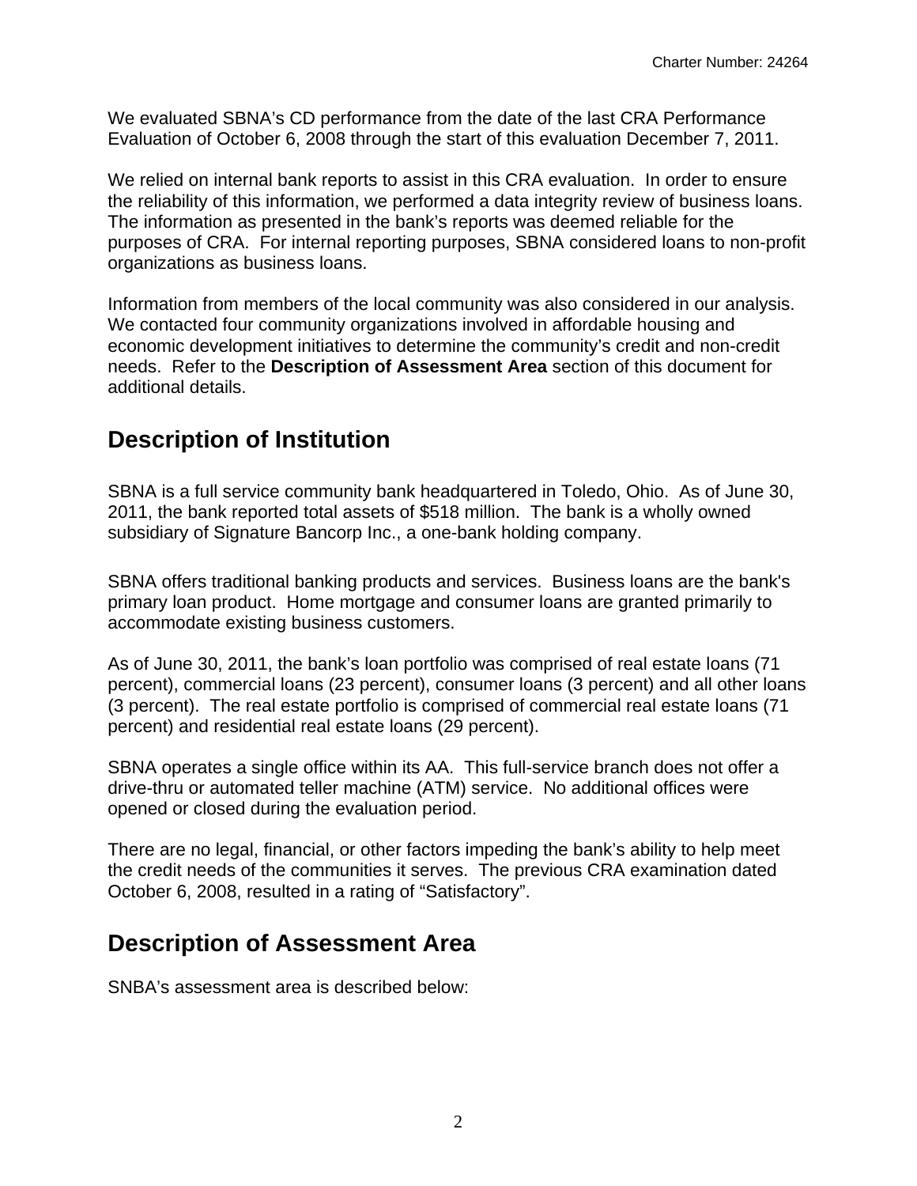We evaluated SBNA's CD performance from the date of the last CRA Performance Evaluation of October 6, 2008 through the start of this evaluation December 7, 2011.

We relied on internal bank reports to assist in this CRA evaluation. In order to ensure the reliability of this information, we performed a data integrity review of business loans. The information as presented in the bank's reports was deemed reliable for the purposes of CRA. For internal reporting purposes, SBNA considered loans to non-profit organizations as business loans.

Information from members of the local community was also considered in our analysis. We contacted four community organizations involved in affordable housing and economic development initiatives to determine the community's credit and non-credit needs. Refer to the **Description of Assessment Area** section of this document for additional details.

# Description of Institution

SBNA is a full service community bank headquartered in Toledo, Ohio. As of June 30, 2011, the bank reported total assets of $518 million. The bank is a wholly owned subsidiary of Signature Bancorp Inc., a one-bank holding company.

SBNA offers traditional banking products and services. Business loans are the bank's primary loan product. Home mortgage and consumer loans are granted primarily to accommodate existing business customers.

As of June 30, 2011, the bank's loan portfolio was comprised of real estate loans (71 percent), commercial loans (23 percent), consumer loans (3 percent) and all other loans (3 percent). The real estate portfolio is comprised of commercial real estate loans (71 percent) and residential real estate loans (29 percent).

SBNA operates a single office within its AA. This full-service branch does not offer a drive-thru or automated teller machine (ATM) service. No additional offices were opened or closed during the evaluation period.

There are no legal, financial, or other factors impeding the bank's ability to help meet the credit needs of the communities it serves. The previous CRA examination dated October 6, 2008, resulted in a rating of "Satisfactory".

# Description of Assessment Area

SNBA's assessment area is described below: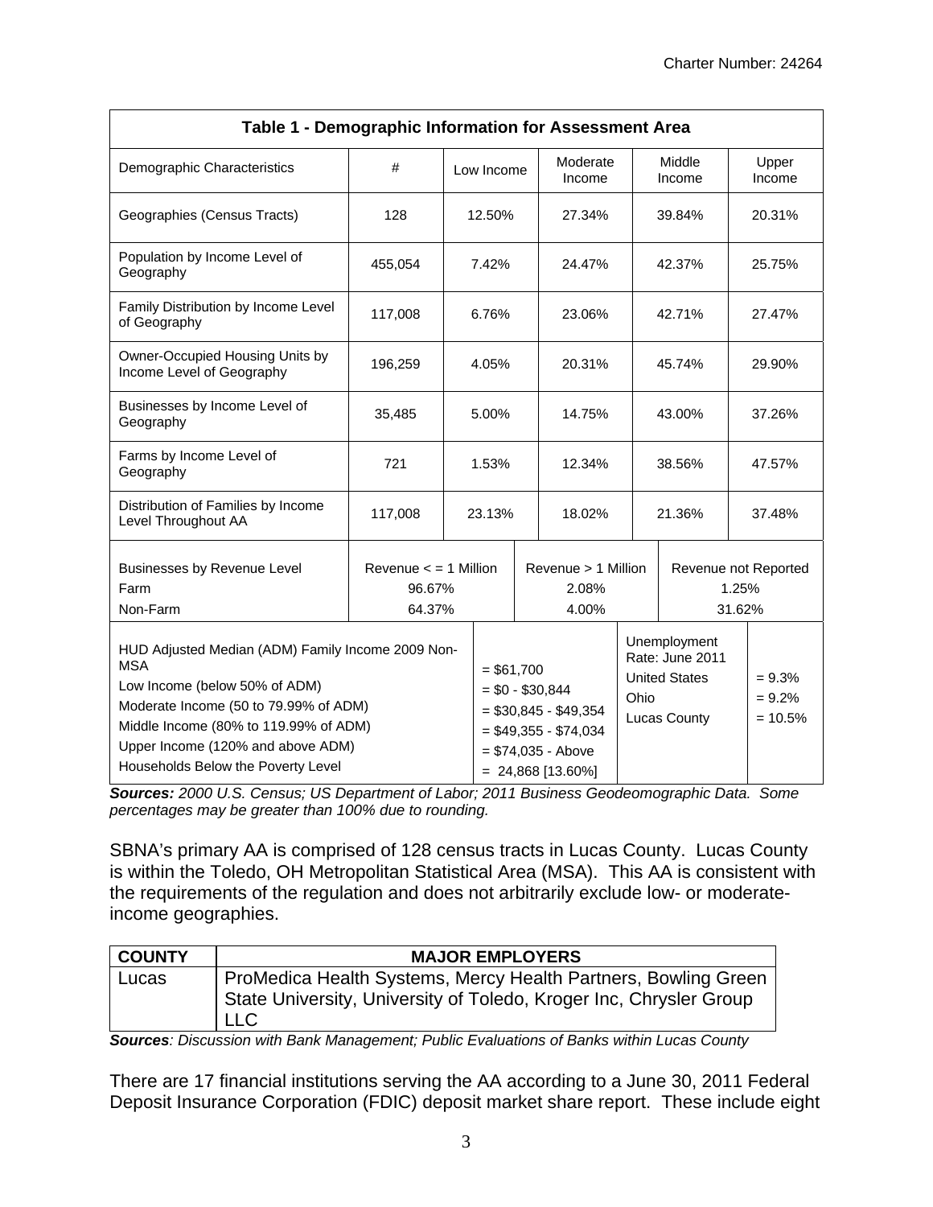| Table 1 - Demographic Information for Assessment Area | | | | | |
|---|---|---|---|---|---|
| Demographic Characteristics | # | Low Income | Moderate Income | Middle Income | Upper Income |
| Geographies (Census Tracts) | 128 | 12.50% | 27.34% | 39.84% | 20.31% |
| Population by Income Level of Geography | 455,054 | 7.42% | 24.47% | 42.37% | 25.75% |
| Family Distribution by Income Level of Geography | 117,008 | 6.76% | 23.06% | 42.71% | 27.47% |
| Owner-Occupied Housing Units by Income Level of Geography | 196,259 | 4.05% | 20.31% | 45.74% | 29.90% |
| Businesses by Income Level of Geography | 35,485 | 5.00% | 14.75% | 43.00% | 37.26% |
| Farms by Income Level of Geography | 721 | 1.53% | 12.34% | 38.56% | 47.57% |
| Distribution of Families by Income Level Throughout AA | 117,008 | 23.13% | 18.02% | 21.36% | 37.48% |

| Businesses by Revenue Level | Revenue < = 1 Million | Revenue > 1 Million | Revenue not Reported |
|---|---|---|---|
| Farm | 96.67% | 2.08% | 1.25% |
| Non-Farm | 64.37% | 4.00% | 31.62% |

| | | | |
|---|---|---|---|
| HUD Adjusted Median (ADM) Family Income 2009 Non-MSA | = $61,700 | Unemployment Rate: June 2011 | |
| Low Income (below 50% of ADM) | = $0 - $30,844 | United States | = 9.3% |
| Moderate Income (50 to 79.99% of ADM) | = $30,845 - $49,354 | Ohio | = 9.2% |
| Middle Income (80% to 119.99% of ADM) | = $49,355 - $74,034 | Lucas County | = 10.5% |
| Upper Income (120% and above ADM) | = $74,035 - Above | | |
| Households Below the Poverty Level | = 24,868 [13.60%] | | |

***Sources:*** *2000 U.S. Census; US Department of Labor; 2011 Business Geodeomographic Data. Some percentages may be greater than 100% due to rounding.*

SBNA's primary AA is comprised of 128 census tracts in Lucas County. Lucas County is within the Toledo, OH Metropolitan Statistical Area (MSA). This AA is consistent with the requirements of the regulation and does not arbitrarily exclude low- or moderate-income geographies.

| COUNTY | MAJOR EMPLOYERS |
|---|---|
| Lucas | ProMedica Health Systems, Mercy Health Partners, Bowling Green State University, University of Toledo, Kroger Inc, Chrysler Group LLC |

***Sources****: Discussion with Bank Management; Public Evaluations of Banks within Lucas County*

There are 17 financial institutions serving the AA according to a June 30, 2011 Federal Deposit Insurance Corporation (FDIC) deposit market share report. These include eight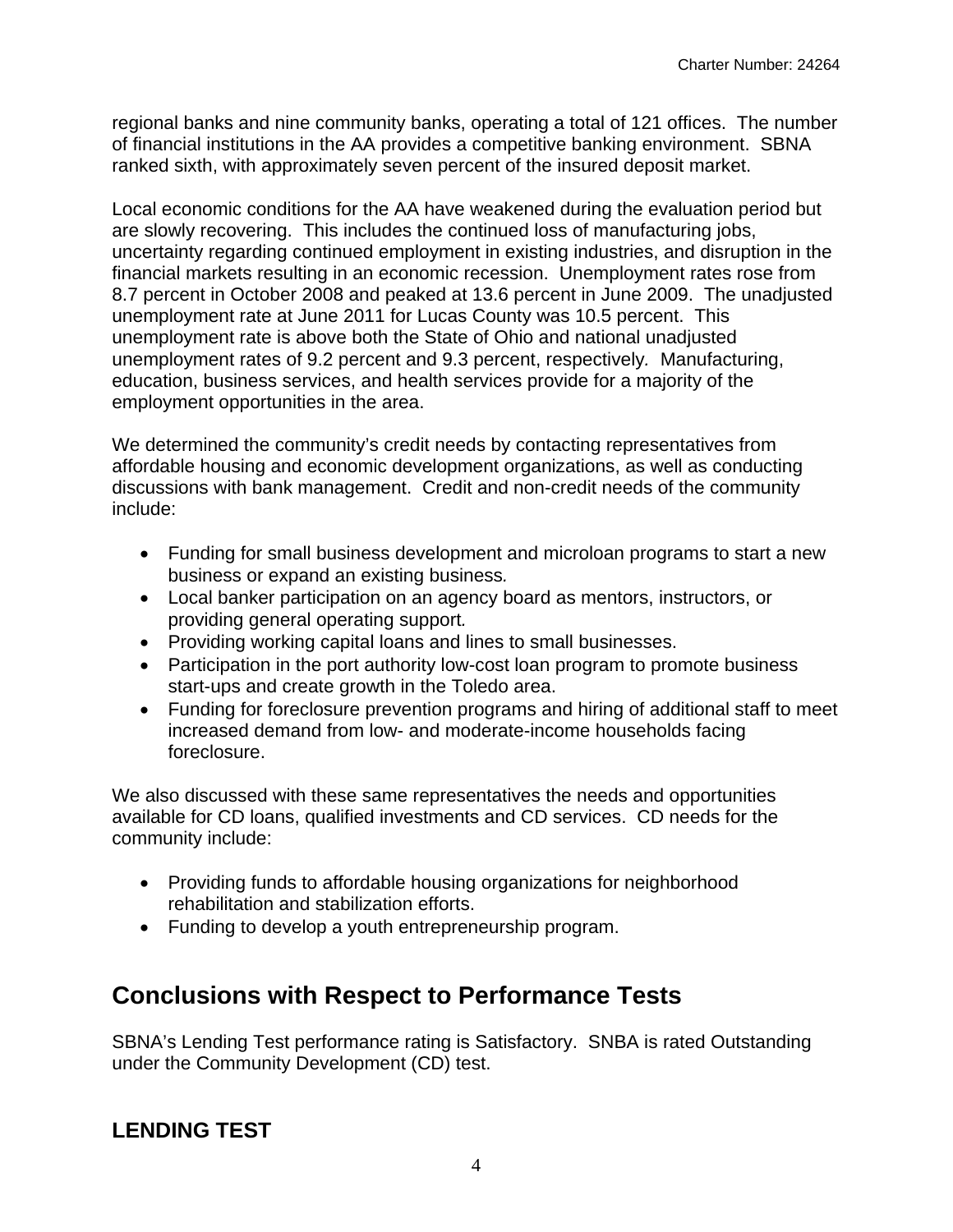regional banks and nine community banks, operating a total of 121 offices. The number of financial institutions in the AA provides a competitive banking environment. SBNA ranked sixth, with approximately seven percent of the insured deposit market.

Local economic conditions for the AA have weakened during the evaluation period but are slowly recovering. This includes the continued loss of manufacturing jobs, uncertainty regarding continued employment in existing industries, and disruption in the financial markets resulting in an economic recession. Unemployment rates rose from 8.7 percent in October 2008 and peaked at 13.6 percent in June 2009. The unadjusted unemployment rate at June 2011 for Lucas County was 10.5 percent. This unemployment rate is above both the State of Ohio and national unadjusted unemployment rates of 9.2 percent and 9.3 percent, respectively. Manufacturing, education, business services, and health services provide for a majority of the employment opportunities in the area.

We determined the community's credit needs by contacting representatives from affordable housing and economic development organizations, as well as conducting discussions with bank management. Credit and non-credit needs of the community include:

- Funding for small business development and microloan programs to start a new business or expand an existing business.
- Local banker participation on an agency board as mentors, instructors, or providing general operating support.
- Providing working capital loans and lines to small businesses.
- Participation in the port authority low-cost loan program to promote business start-ups and create growth in the Toledo area.
- Funding for foreclosure prevention programs and hiring of additional staff to meet increased demand from low- and moderate-income households facing foreclosure.

We also discussed with these same representatives the needs and opportunities available for CD loans, qualified investments and CD services. CD needs for the community include:

- Providing funds to affordable housing organizations for neighborhood rehabilitation and stabilization efforts.
- Funding to develop a youth entrepreneurship program.

## Conclusions with Respect to Performance Tests

SBNA's Lending Test performance rating is Satisfactory. SNBA is rated Outstanding under the Community Development (CD) test.

## LENDING TEST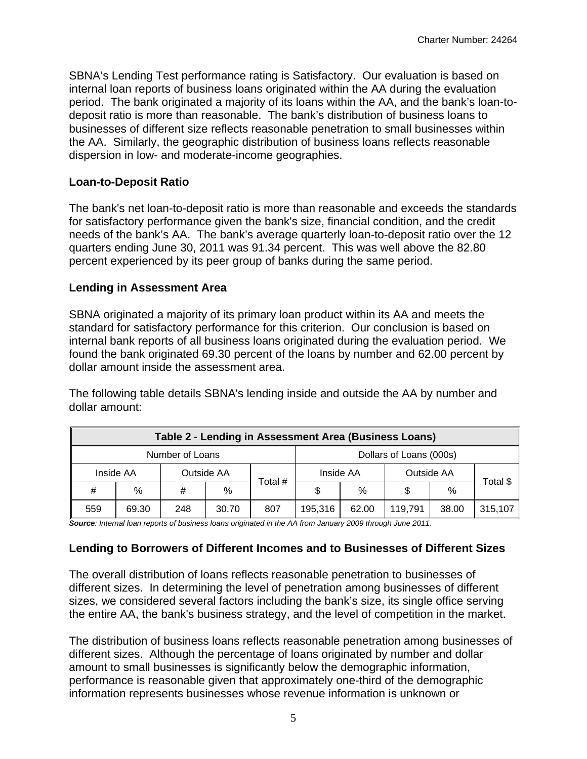SBNA's Lending Test performance rating is Satisfactory. Our evaluation is based on internal loan reports of business loans originated within the AA during the evaluation period. The bank originated a majority of its loans within the AA, and the bank's loan-to-deposit ratio is more than reasonable. The bank's distribution of business loans to businesses of different size reflects reasonable penetration to small businesses within the AA. Similarly, the geographic distribution of business loans reflects reasonable dispersion in low- and moderate-income geographies.

### Loan-to-Deposit Ratio

The bank's net loan-to-deposit ratio is more than reasonable and exceeds the standards for satisfactory performance given the bank's size, financial condition, and the credit needs of the bank's AA. The bank's average quarterly loan-to-deposit ratio over the 12 quarters ending June 30, 2011 was 91.34 percent. This was well above the 82.80 percent experienced by its peer group of banks during the same period.

### Lending in Assessment Area

SBNA originated a majority of its primary loan product within its AA and meets the standard for satisfactory performance for this criterion. Our conclusion is based on internal bank reports of all business loans originated during the evaluation period. We found the bank originated 69.30 percent of the loans by number and 62.00 percent by dollar amount inside the assessment area.

The following table details SBNA's lending inside and outside the AA by number and dollar amount:

| Table 2 - Lending in Assessment Area (Business Loans) | | | | | | | | | |
|---|---|---|---|---|---|---|---|---|---|
| Number of Loans | | | | | Dollars of Loans (000s) | | | | |
| Inside AA | | Outside AA | | Total # | Inside AA | | Outside AA | | Total $ |
| # | % | # | % | | $ | % | $ | % | |
| 559 | 69.30 | 248 | 30.70 | 807 | 195,316 | 62.00 | 119,791 | 38.00 | 315,107 |

***Source***: *Internal loan reports of business loans originated in the AA from January 2009 through June 2011.*

### Lending to Borrowers of Different Incomes and to Businesses of Different Sizes

The overall distribution of loans reflects reasonable penetration to businesses of different sizes. In determining the level of penetration among businesses of different sizes, we considered several factors including the bank's size, its single office serving the entire AA, the bank's business strategy, and the level of competition in the market.

The distribution of business loans reflects reasonable penetration among businesses of different sizes. Although the percentage of loans originated by number and dollar amount to small businesses is significantly below the demographic information, performance is reasonable given that approximately one-third of the demographic information represents businesses whose revenue information is unknown or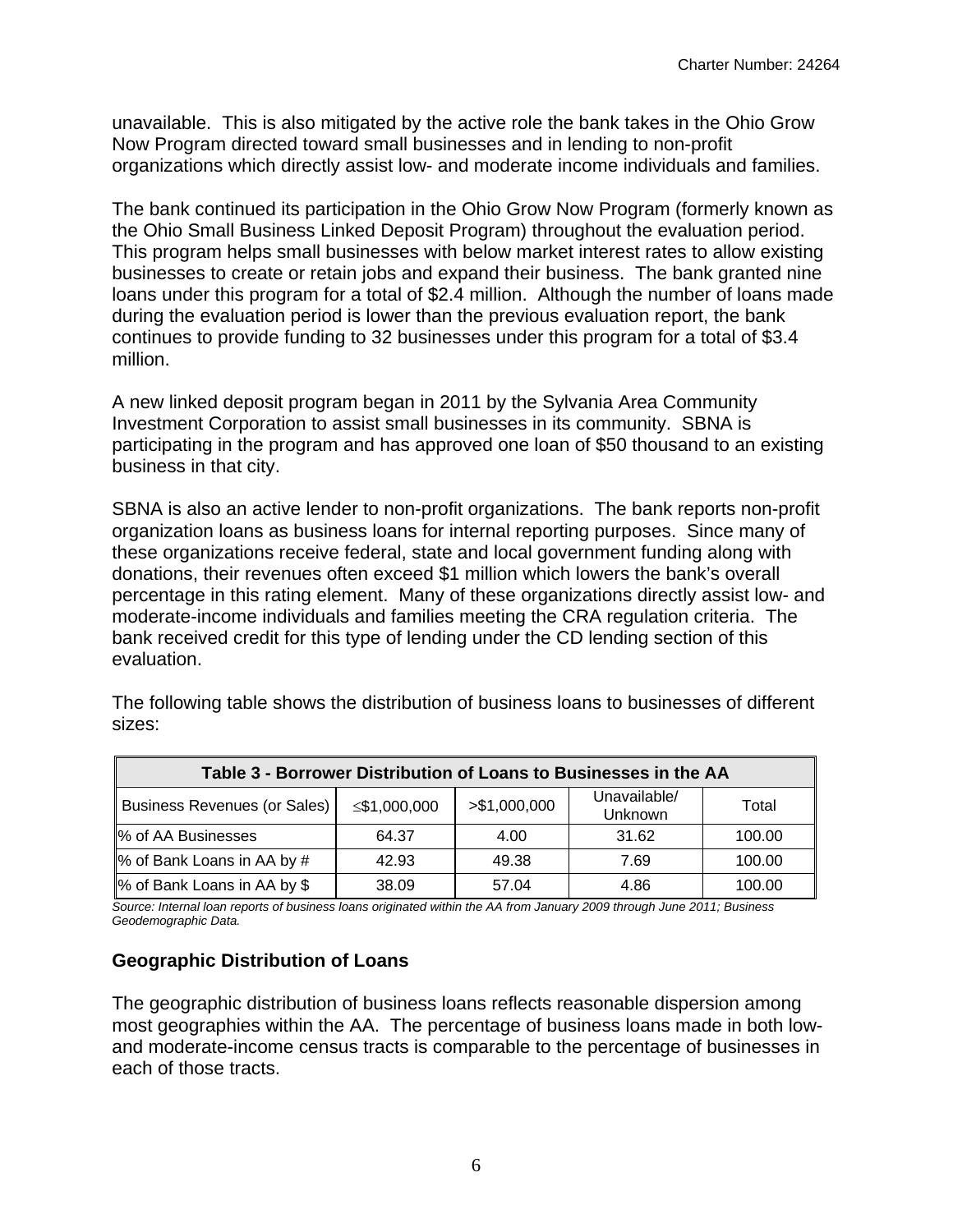unavailable. This is also mitigated by the active role the bank takes in the Ohio Grow Now Program directed toward small businesses and in lending to non-profit organizations which directly assist low- and moderate income individuals and families.

The bank continued its participation in the Ohio Grow Now Program (formerly known as the Ohio Small Business Linked Deposit Program) throughout the evaluation period. This program helps small businesses with below market interest rates to allow existing businesses to create or retain jobs and expand their business. The bank granted nine loans under this program for a total of $2.4 million. Although the number of loans made during the evaluation period is lower than the previous evaluation report, the bank continues to provide funding to 32 businesses under this program for a total of $3.4 million.

A new linked deposit program began in 2011 by the Sylvania Area Community Investment Corporation to assist small businesses in its community. SBNA is participating in the program and has approved one loan of $50 thousand to an existing business in that city.

SBNA is also an active lender to non-profit organizations. The bank reports non-profit organization loans as business loans for internal reporting purposes. Since many of these organizations receive federal, state and local government funding along with donations, their revenues often exceed $1 million which lowers the bank's overall percentage in this rating element. Many of these organizations directly assist low- and moderate-income individuals and families meeting the CRA regulation criteria. The bank received credit for this type of lending under the CD lending section of this evaluation.

The following table shows the distribution of business loans to businesses of different sizes:

| Table 3 - Borrower Distribution of Loans to Businesses in the AA | | | | |
|---|---|---|---|---|
| Business Revenues (or Sales) | ≤$1,000,000 | >$1,000,000 | Unavailable/ Unknown | Total |
| % of AA Businesses | 64.37 | 4.00 | 31.62 | 100.00 |
| % of Bank Loans in AA by # | 42.93 | 49.38 | 7.69 | 100.00 |
| % of Bank Loans in AA by $ | 38.09 | 57.04 | 4.86 | 100.00 |

*Source: Internal loan reports of business loans originated within the AA from January 2009 through June 2011; Business Geodemographic Data.*

### Geographic Distribution of Loans

The geographic distribution of business loans reflects reasonable dispersion among most geographies within the AA. The percentage of business loans made in both low- and moderate-income census tracts is comparable to the percentage of businesses in each of those tracts.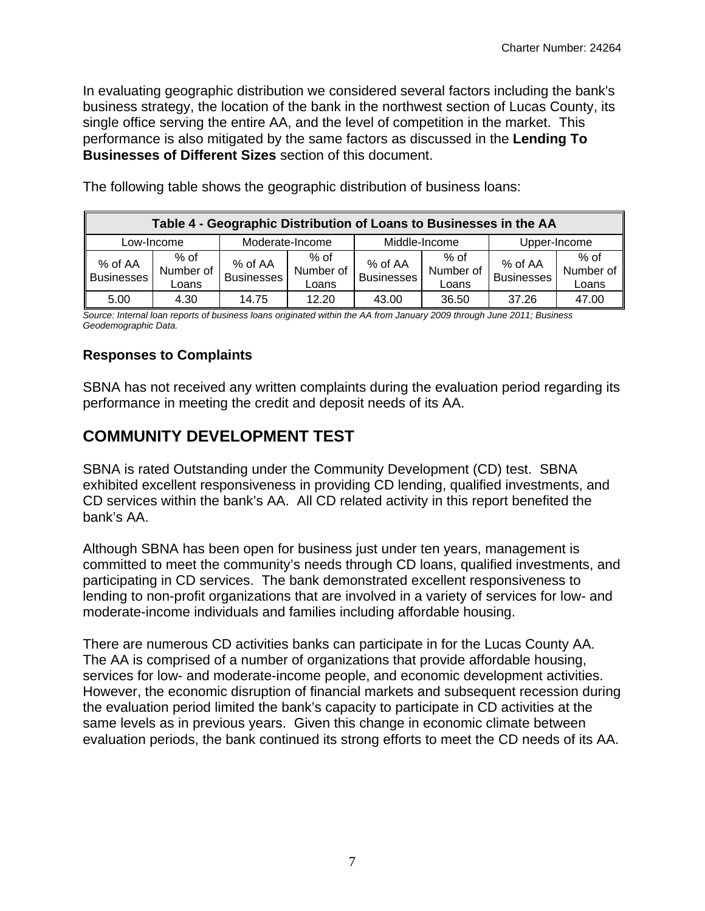In evaluating geographic distribution we considered several factors including the bank's business strategy, the location of the bank in the northwest section of Lucas County, its single office serving the entire AA, and the level of competition in the market. This performance is also mitigated by the same factors as discussed in the **Lending To Businesses of Different Sizes** section of this document.

The following table shows the geographic distribution of business loans:

| Table 4 - Geographic Distribution of Loans to Businesses in the AA | | | | | | | |
|---|---|---|---|---|---|---|---|
| Low-Income | | Moderate-Income | | Middle-Income | | Upper-Income | |
| % of AA Businesses | % of Number of Loans | % of AA Businesses | % of Number of Loans | % of AA Businesses | % of Number of Loans | % of AA Businesses | % of Number of Loans |
| 5.00 | 4.30 | 14.75 | 12.20 | 43.00 | 36.50 | 37.26 | 47.00 |

*Source: Internal loan reports of business loans originated within the AA from January 2009 through June 2011; Business Geodemographic Data.*

### Responses to Complaints

SBNA has not received any written complaints during the evaluation period regarding its performance in meeting the credit and deposit needs of its AA.

## COMMUNITY DEVELOPMENT TEST

SBNA is rated Outstanding under the Community Development (CD) test. SBNA exhibited excellent responsiveness in providing CD lending, qualified investments, and CD services within the bank's AA. All CD related activity in this report benefited the bank's AA.

Although SBNA has been open for business just under ten years, management is committed to meet the community's needs through CD loans, qualified investments, and participating in CD services. The bank demonstrated excellent responsiveness to lending to non-profit organizations that are involved in a variety of services for low- and moderate-income individuals and families including affordable housing.

There are numerous CD activities banks can participate in for the Lucas County AA. The AA is comprised of a number of organizations that provide affordable housing, services for low- and moderate-income people, and economic development activities. However, the economic disruption of financial markets and subsequent recession during the evaluation period limited the bank's capacity to participate in CD activities at the same levels as in previous years. Given this change in economic climate between evaluation periods, the bank continued its strong efforts to meet the CD needs of its AA.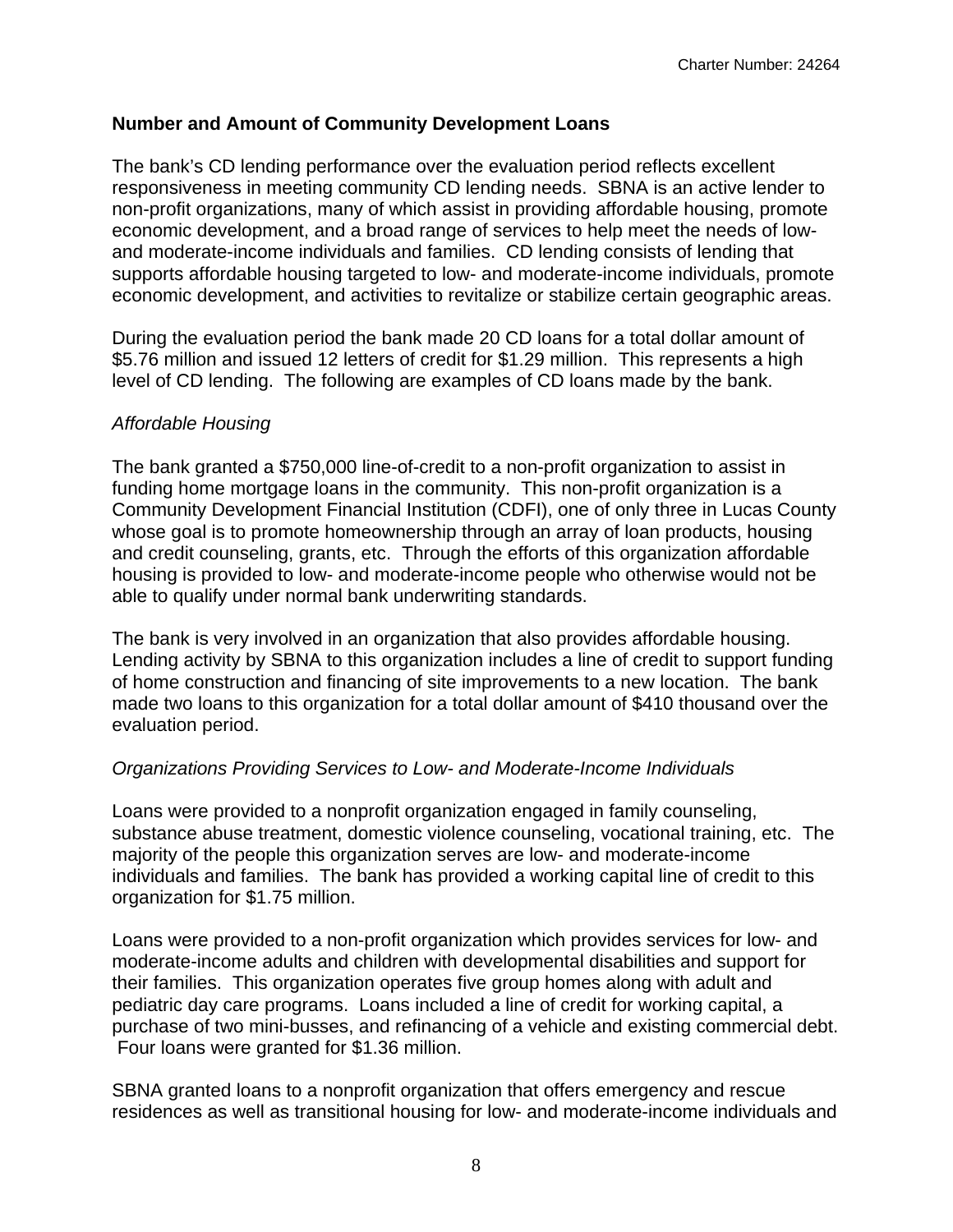### Number and Amount of Community Development Loans

The bank's CD lending performance over the evaluation period reflects excellent responsiveness in meeting community CD lending needs. SBNA is an active lender to non-profit organizations, many of which assist in providing affordable housing, promote economic development, and a broad range of services to help meet the needs of low- and moderate-income individuals and families. CD lending consists of lending that supports affordable housing targeted to low- and moderate-income individuals, promote economic development, and activities to revitalize or stabilize certain geographic areas.

During the evaluation period the bank made 20 CD loans for a total dollar amount of $5.76 million and issued 12 letters of credit for $1.29 million. This represents a high level of CD lending. The following are examples of CD loans made by the bank.

*Affordable Housing*

The bank granted a $750,000 line-of-credit to a non-profit organization to assist in funding home mortgage loans in the community. This non-profit organization is a Community Development Financial Institution (CDFI), one of only three in Lucas County whose goal is to promote homeownership through an array of loan products, housing and credit counseling, grants, etc. Through the efforts of this organization affordable housing is provided to low- and moderate-income people who otherwise would not be able to qualify under normal bank underwriting standards.

The bank is very involved in an organization that also provides affordable housing. Lending activity by SBNA to this organization includes a line of credit to support funding of home construction and financing of site improvements to a new location. The bank made two loans to this organization for a total dollar amount of $410 thousand over the evaluation period.

*Organizations Providing Services to Low- and Moderate-Income Individuals*

Loans were provided to a nonprofit organization engaged in family counseling, substance abuse treatment, domestic violence counseling, vocational training, etc. The majority of the people this organization serves are low- and moderate-income individuals and families. The bank has provided a working capital line of credit to this organization for $1.75 million.

Loans were provided to a non-profit organization which provides services for low- and moderate-income adults and children with developmental disabilities and support for their families. This organization operates five group homes along with adult and pediatric day care programs. Loans included a line of credit for working capital, a purchase of two mini-busses, and refinancing of a vehicle and existing commercial debt. Four loans were granted for $1.36 million.

SBNA granted loans to a nonprofit organization that offers emergency and rescue residences as well as transitional housing for low- and moderate-income individuals and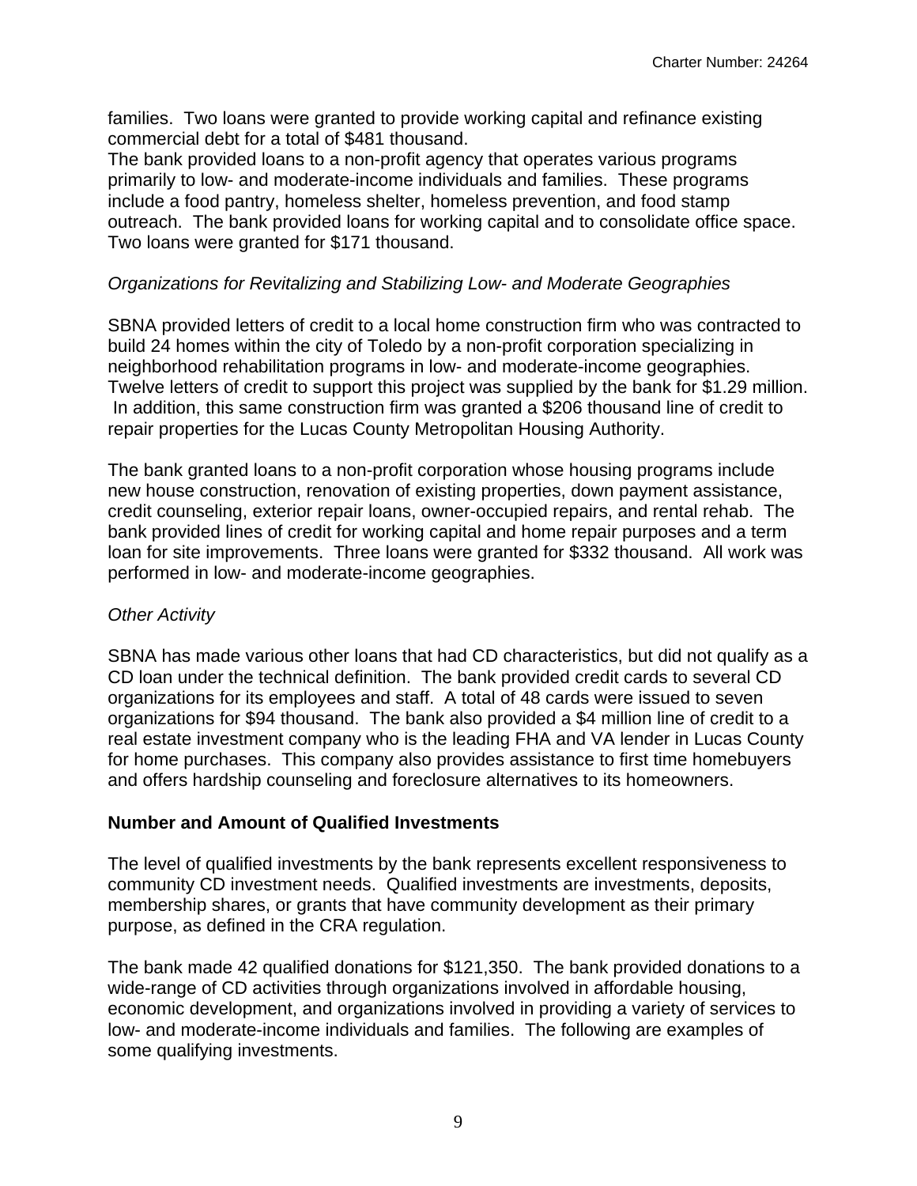families.  Two loans were granted to provide working capital and refinance existing commercial debt for a total of $481 thousand.
The bank provided loans to a non-profit agency that operates various programs primarily to low- and moderate-income individuals and families.  These programs include a food pantry, homeless shelter, homeless prevention, and food stamp outreach.  The bank provided loans for working capital and to consolidate office space.  Two loans were granted for $171 thousand.

*Organizations for Revitalizing and Stabilizing Low- and Moderate Geographies*

SBNA provided letters of credit to a local home construction firm who was contracted to build 24 homes within the city of Toledo by a non-profit corporation specializing in neighborhood rehabilitation programs in low- and moderate-income geographies. Twelve letters of credit to support this project was supplied by the bank for $1.29 million.  In addition, this same construction firm was granted a $206 thousand line of credit to repair properties for the Lucas County Metropolitan Housing Authority.

The bank granted loans to a non-profit corporation whose housing programs include new house construction, renovation of existing properties, down payment assistance, credit counseling, exterior repair loans, owner-occupied repairs, and rental rehab.  The bank provided lines of credit for working capital and home repair purposes and a term loan for site improvements.  Three loans were granted for $332 thousand.  All work was performed in low- and moderate-income geographies.

*Other Activity*

SBNA has made various other loans that had CD characteristics, but did not qualify as a CD loan under the technical definition.  The bank provided credit cards to several CD organizations for its employees and staff.  A total of 48 cards were issued to seven organizations for $94 thousand.  The bank also provided a $4 million line of credit to a real estate investment company who is the leading FHA and VA lender in Lucas County for home purchases.  This company also provides assistance to first time homebuyers and offers hardship counseling and foreclosure alternatives to its homeowners.

**Number and Amount of Qualified Investments**

The level of qualified investments by the bank represents excellent responsiveness to community CD investment needs.  Qualified investments are investments, deposits, membership shares, or grants that have community development as their primary purpose, as defined in the CRA regulation.

The bank made 42 qualified donations for $121,350.  The bank provided donations to a wide-range of CD activities through organizations involved in affordable housing, economic development, and organizations involved in providing a variety of services to low- and moderate-income individuals and families.  The following are examples of some qualifying investments.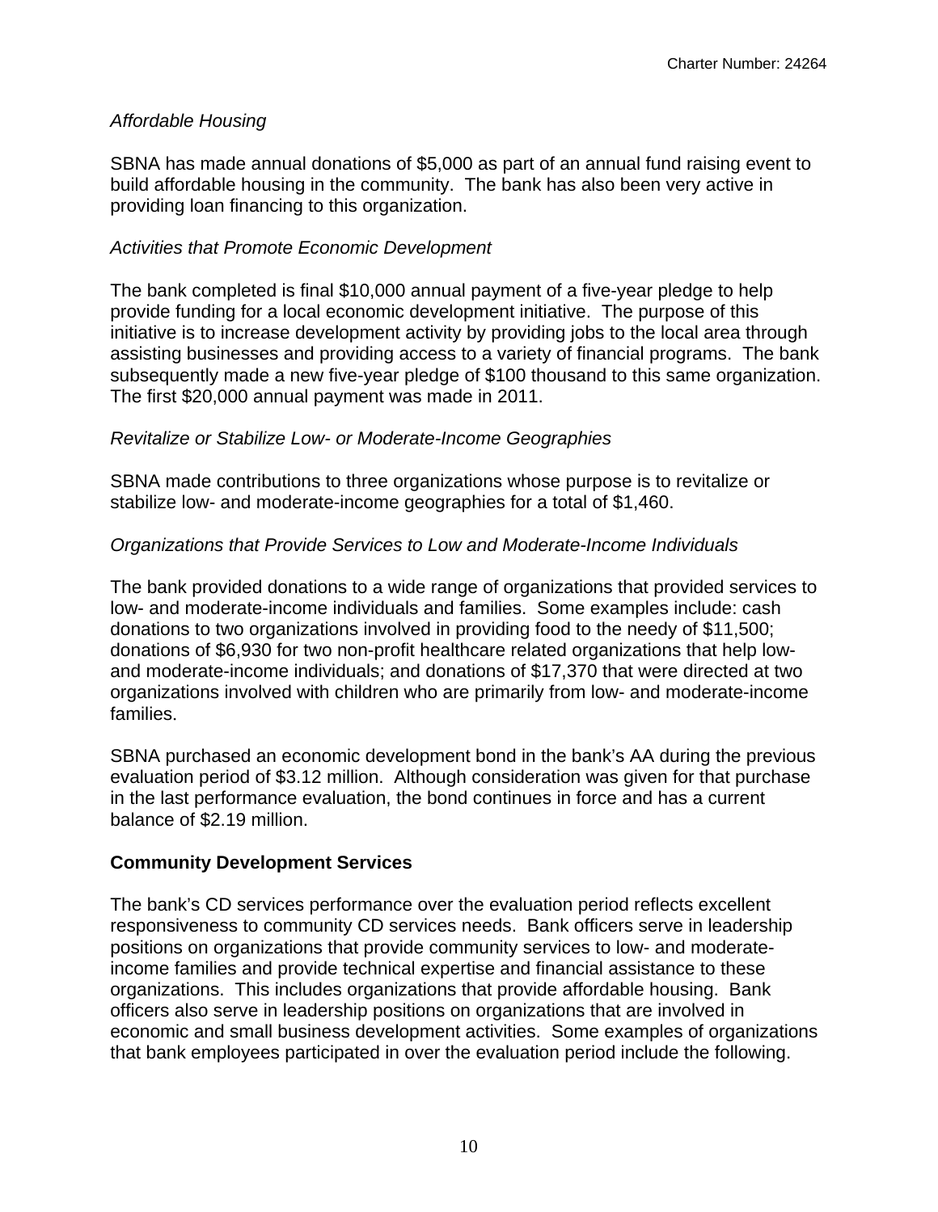*Affordable Housing*

SBNA has made annual donations of $5,000 as part of an annual fund raising event to build affordable housing in the community. The bank has also been very active in providing loan financing to this organization.

*Activities that Promote Economic Development*

The bank completed is final $10,000 annual payment of a five-year pledge to help provide funding for a local economic development initiative. The purpose of this initiative is to increase development activity by providing jobs to the local area through assisting businesses and providing access to a variety of financial programs. The bank subsequently made a new five-year pledge of $100 thousand to this same organization. The first $20,000 annual payment was made in 2011.

*Revitalize or Stabilize Low- or Moderate-Income Geographies*

SBNA made contributions to three organizations whose purpose is to revitalize or stabilize low- and moderate-income geographies for a total of $1,460.

*Organizations that Provide Services to Low and Moderate-Income Individuals*

The bank provided donations to a wide range of organizations that provided services to low- and moderate-income individuals and families. Some examples include: cash donations to two organizations involved in providing food to the needy of $11,500; donations of $6,930 for two non-profit healthcare related organizations that help low- and moderate-income individuals; and donations of $17,370 that were directed at two organizations involved with children who are primarily from low- and moderate-income families.

SBNA purchased an economic development bond in the bank's AA during the previous evaluation period of $3.12 million. Although consideration was given for that purchase in the last performance evaluation, the bond continues in force and has a current balance of $2.19 million.

**Community Development Services**

The bank's CD services performance over the evaluation period reflects excellent responsiveness to community CD services needs. Bank officers serve in leadership positions on organizations that provide community services to low- and moderate-income families and provide technical expertise and financial assistance to these organizations. This includes organizations that provide affordable housing. Bank officers also serve in leadership positions on organizations that are involved in economic and small business development activities. Some examples of organizations that bank employees participated in over the evaluation period include the following.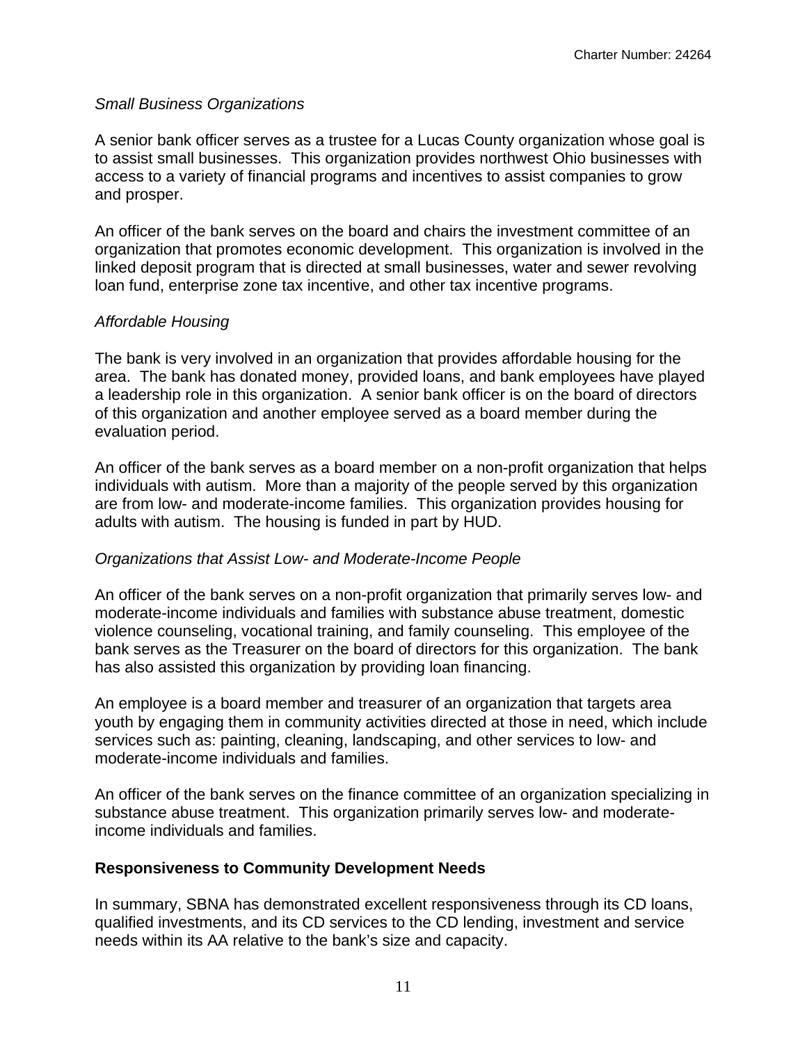*Small Business Organizations*

A senior bank officer serves as a trustee for a Lucas County organization whose goal is to assist small businesses. This organization provides northwest Ohio businesses with access to a variety of financial programs and incentives to assist companies to grow and prosper.

An officer of the bank serves on the board and chairs the investment committee of an organization that promotes economic development. This organization is involved in the linked deposit program that is directed at small businesses, water and sewer revolving loan fund, enterprise zone tax incentive, and other tax incentive programs.

*Affordable Housing*

The bank is very involved in an organization that provides affordable housing for the area. The bank has donated money, provided loans, and bank employees have played a leadership role in this organization. A senior bank officer is on the board of directors of this organization and another employee served as a board member during the evaluation period.

An officer of the bank serves as a board member on a non-profit organization that helps individuals with autism. More than a majority of the people served by this organization are from low- and moderate-income families. This organization provides housing for adults with autism. The housing is funded in part by HUD.

*Organizations that Assist Low- and Moderate-Income People*

An officer of the bank serves on a non-profit organization that primarily serves low- and moderate-income individuals and families with substance abuse treatment, domestic violence counseling, vocational training, and family counseling. This employee of the bank serves as the Treasurer on the board of directors for this organization. The bank has also assisted this organization by providing loan financing.

An employee is a board member and treasurer of an organization that targets area youth by engaging them in community activities directed at those in need, which include services such as: painting, cleaning, landscaping, and other services to low- and moderate-income individuals and families.

An officer of the bank serves on the finance committee of an organization specializing in substance abuse treatment. This organization primarily serves low- and moderate-income individuals and families.

**Responsiveness to Community Development Needs**

In summary, SBNA has demonstrated excellent responsiveness through its CD loans, qualified investments, and its CD services to the CD lending, investment and service needs within its AA relative to the bank's size and capacity.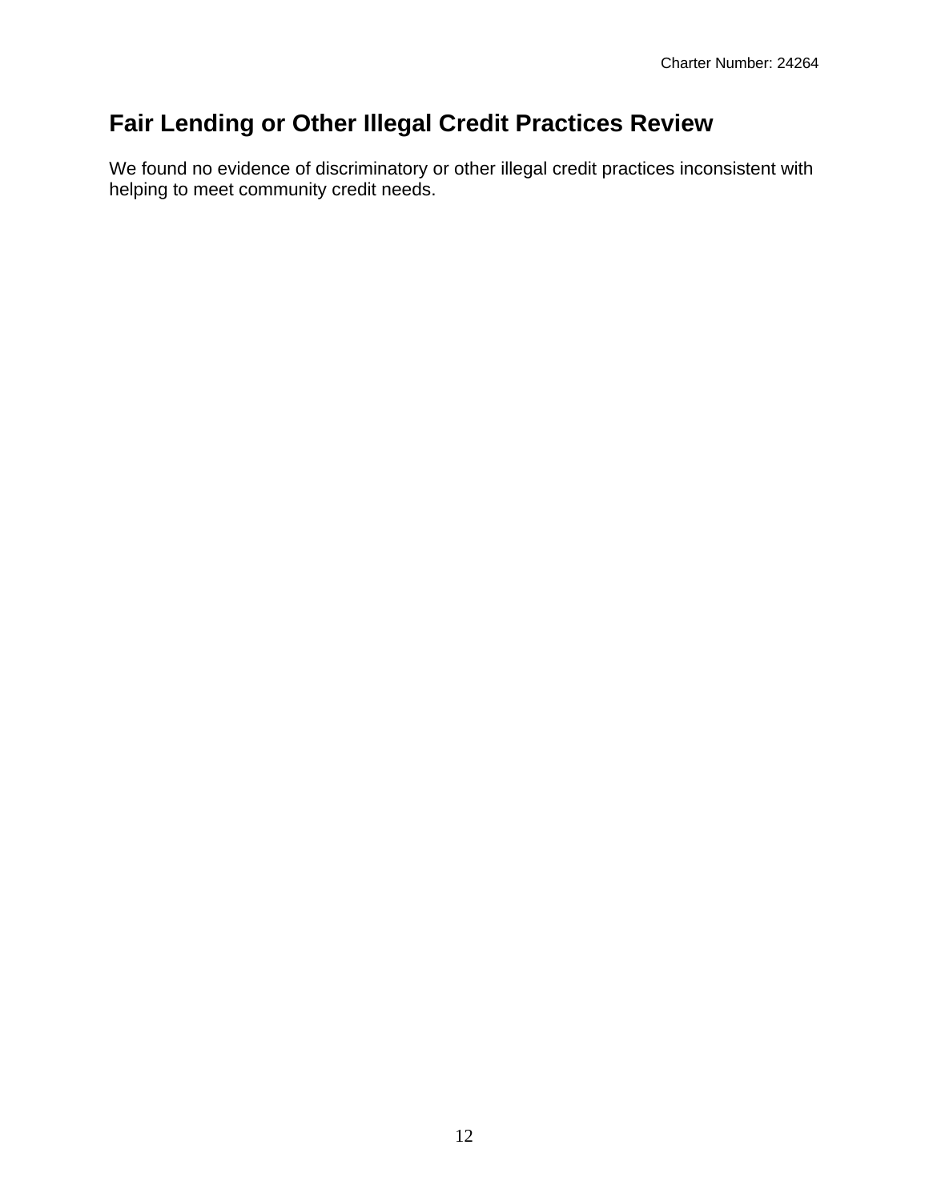## Fair Lending or Other Illegal Credit Practices Review

We found no evidence of discriminatory or other illegal credit practices inconsistent with helping to meet community credit needs.